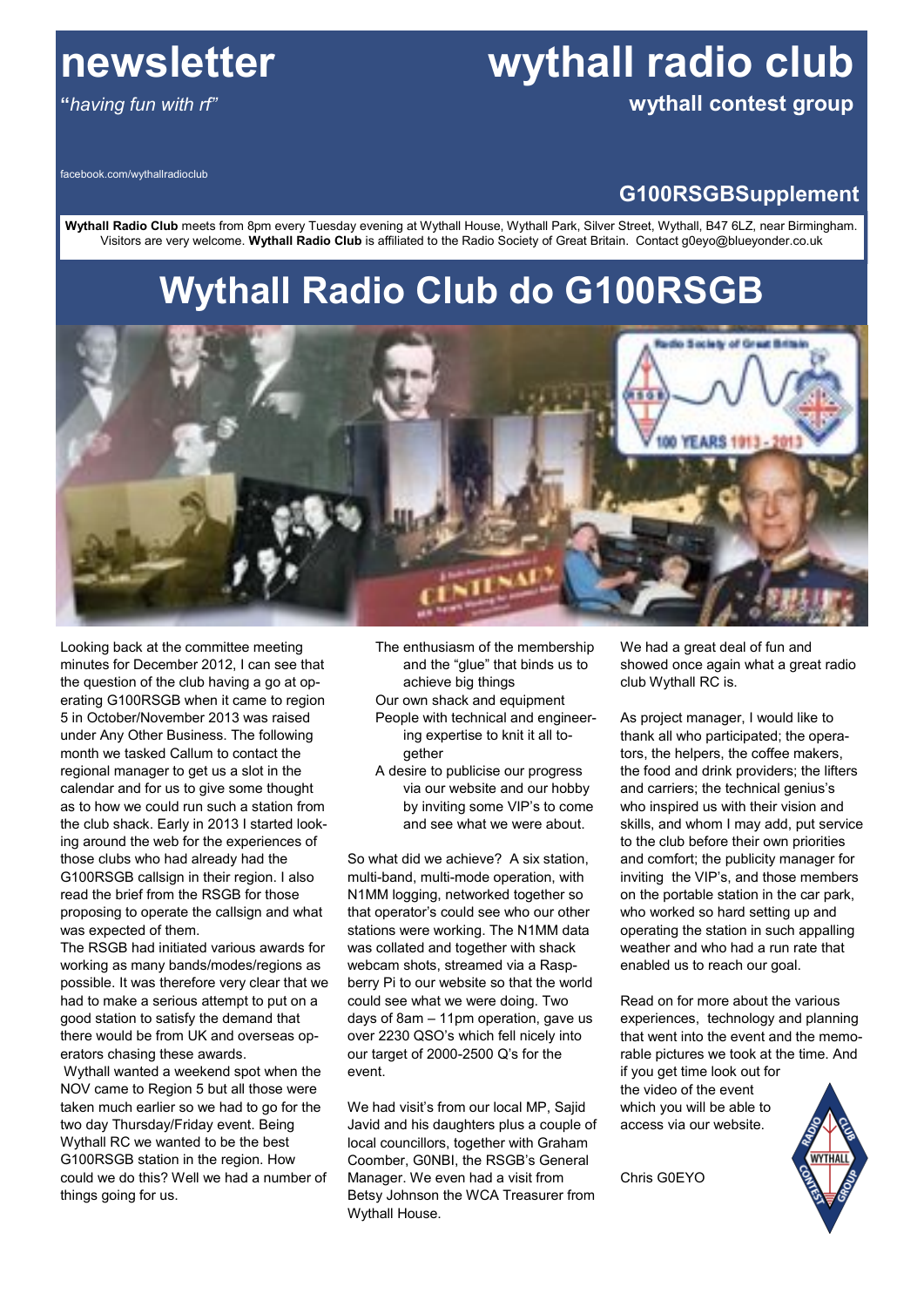# newsletter

**"***having fun with rf"*

# wythall radio club

**wythall contest group**

facebook.com/wythallradioclub

## G100RSGBSupplement

**Wythall Radio Club** meets from 8pm every Tuesday evening at Wythall House, Wythall Park, Silver Street, Wythall, B47 6LZ, near Birmingham. Visitors are very welcome. **Wythall Radio Club** is affiliated to the Radio Society of Great Britain. Contact g0eyo@blueyonder.co.uk

# Wythall Radio Club do G100RSGB

Looking back at the committee meeting minutes for December 2012, I can see that the question of the club having a go at operating G100RSGB when it came to region 5 in October/November 2013 was raised under Any Other Business. The following month we tasked Callum to contact the regional manager to get us a slot in the calendar and for us to give some thought as to how we could run such a station from the club shack. Early in 2013 I started looking around the web for the experiences of those clubs who had already had the G100RSGB callsign in their region. I also read the brief from the RSGB for those proposing to operate the callsign and what was expected of them.

The RSGB had initiated various awards for working as many bands/modes/regions as possible. It was therefore very clear that we had to make a serious attempt to put on a good station to satisfy the demand that there would be from UK and overseas operators chasing these awards.

Wythall wanted a weekend spot when the NOV came to Region 5 but all those were taken much earlier so we had to go for the two day Thursday/Friday event. Being Wythall RC we wanted to be the best G100RSGB station in the region. How could we do this? Well we had a number of things going for us.

- The enthusiasm of the membership and the "glue" that binds us to achieve big things
- Our own shack and equipment
- People with technical and engineering expertise to knit it all together
- A desire to publicise our progress via our website and our hobby by inviting some VIP's to come and see what we were about.

So what did we achieve? A six station, multi-band, multi-mode operation, with N1MM logging, networked together so that operator's could see who our other stations were working. The N1MM data was collated and together with shack webcam shots, streamed via a Raspberry Pi to our website so that the world could see what we were doing. Two days of 8am – 11pm operation, gave us over 2230 QSO's which fell nicely into our target of 2000-2500 Q's for the event.

We had visit's from our local MP, Sajid Javid and his daughters plus a couple of local councillors, together with Graham Coomber, G0NBI, the RSGB's General Manager. We even had a visit from Betsy Johnson the WCA Treasurer from Wythall House.

We had a great deal of fun and showed once again what a great radio club Wythall RC is.

As project manager, I would like to thank all who participated; the operators, the helpers, the coffee makers, the food and drink providers; the lifters and carriers; the technical genius's who inspired us with their vision and skills, and whom I may add, put service to the club before their own priorities and comfort; the publicity manager for inviting the VIP's, and those members on the portable station in the car park, who worked so hard setting up and operating the station in such appalling weather and who had a run rate that enabled us to reach our goal.

Read on for more about the various experiences, technology and planning that went into the event and the memorable pictures we took at the time. And if you get time look out for the video of the event which you will be able to access via our website.

Chris G0EYO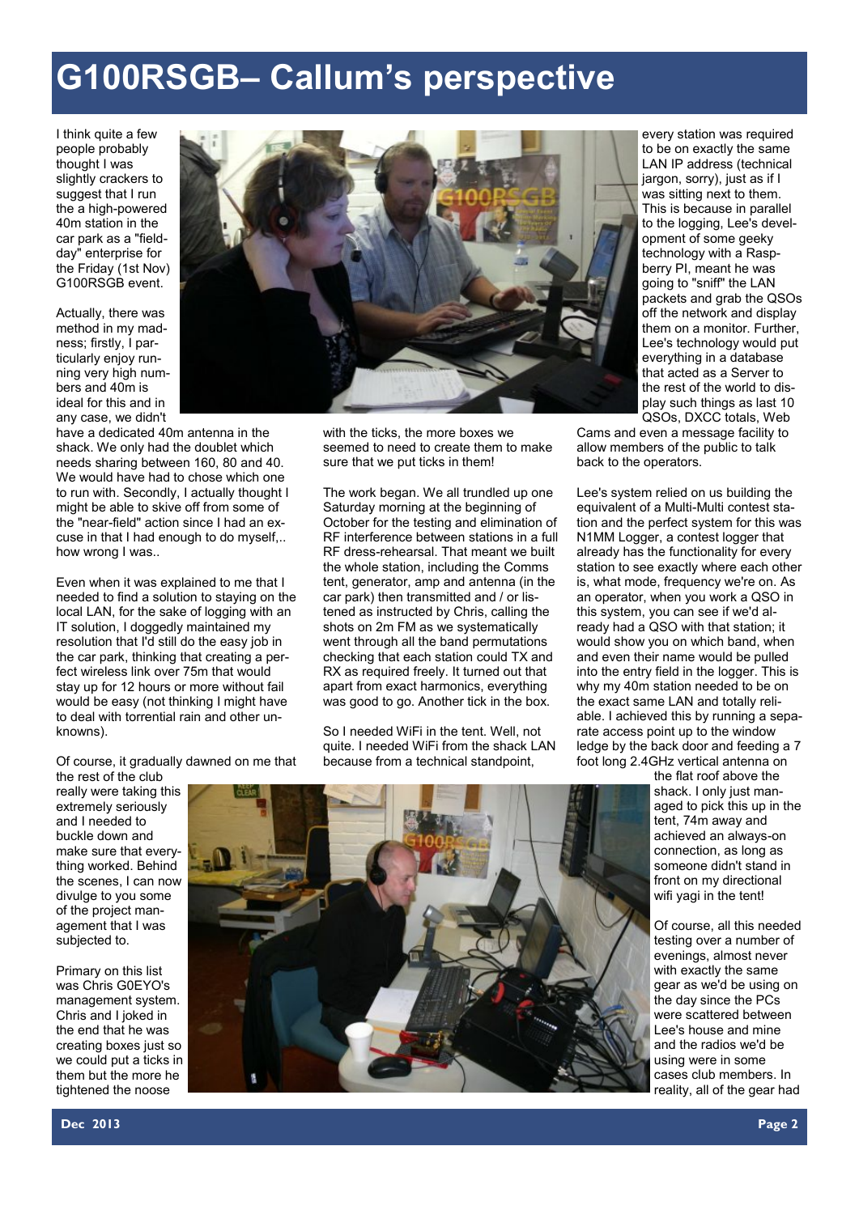# G100RSGB– Callum's perspective

I think quite a few people probably thought I was slightly crackers to suggest that I run the a high-powered 40m station in the car park as a "field-day" enterprise for the Friday (1st Nov) G100RSGB event.

Actually, there was method in my madness; firstly, I particularly enjoy running very high numbers and 40m is ideal for this and in any case, we didn't have a dedicated 40m antenna in the shack. We only had the doublet which needs sharing between 160, 80 and 40. We would have had to chose which one to run with. Secondly, I actually thought I might be able to skive off from some of the "near-field" action since I had an excuse in that I had enough to do myself,.. how wrong I was..

Even when it was explained to me that I needed to find a solution to staying on the local LAN, for the sake of logging with an IT solution, I doggedly maintained my resolution that I'd still do the easy job in the car park, thinking that creating a perfect wireless link over 75m that would stay up for 12 hours or more without fail would be easy (not thinking I might have to deal with torrential rain and other unknowns).

Of course, it gradually dawned on me that the rest of the club really were taking this extremely seriously and I needed to buckle down and make sure that everything worked. Behind the scenes, I can now divulge to you some of the project management that I was subjected to.

Primary on this list was Chris G0EYO's management system. Chris and I joked in the end that he was creating boxes just so we could put a ticks in them but the more he tightened the noose with the ticks, the more boxes we seemed to need to create them to make sure that we put ticks in them!

The work began. We all trundled up one Saturday morning at the beginning of October for the testing and elimination of RF interference between stations in a full RF dress-rehearsal. That meant we built the whole station, including the Comms tent, generator, amp and antenna (in the car park) then transmitted and / or listened as instructed by Chris, calling the shots on 2m FM as we systematically went through all the band permutations checking that each station could TX and RX as required freely. It turned out that apart from exact harmonics, everything was good to go. Another tick in the box.

So I needed WiFi in the tent. Well, not quite. I needed WiFi from the shack LAN because from a technical standpoint, every station was required to be on exactly the same LAN IP address (technical jargon, sorry), just as if I was sitting next to them. This is because in parallel to the logging, Lee's development of some geeky technology with a Raspberry PI, meant he was going to "sniff" the LAN packets and grab the QSOs off the network and display them on a monitor. Further, Lee's technology would put everything in a database that acted as a Server to the rest of the world to display such things as last 10 QSOs, DXCC totals, Web Cams and even a message facility to allow members of the public to talk back to the operators.

Lee's system relied on us building the equivalent of a Multi-Multi contest station and the perfect system for this was N1MM Logger, a contest logger that already has the functionality for every station to see exactly where each other is, what mode, frequency we're on. As an operator, when you work a QSO in this system, you can see if we'd already had a QSO with that station; it would show you on which band, when and even their name would be pulled into the entry field in the logger. This is why my 40m station needed to be on the exact same LAN and totally reliable. I achieved this by running a separate access point up to the window ledge by the back door and feeding a 7 foot long 2.4GHz vertical antenna on the flat roof above the shack. I only just managed to pick this up in the tent, 74m away and achieved an always-on connection, as long as someone didn't stand in front on my directional wifi yagi in the tent!

Of course, all this needed testing over a number of evenings, almost never with exactly the same gear as we'd be using on the day since the PCs were scattered between Lee's house and mine and the radios we'd be using were in some cases club members. In reality, all of the gear had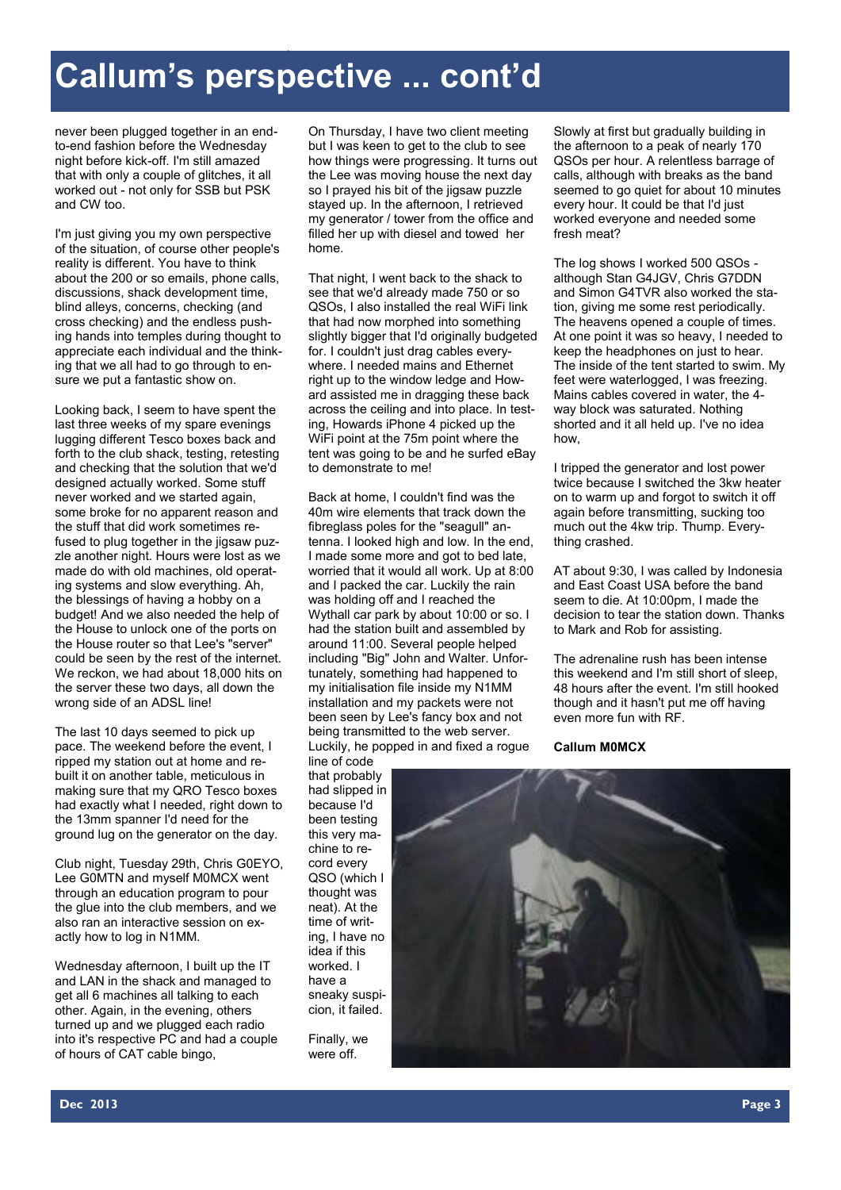# Callum's perspective ... cont'd

never been plugged together in an end-to-end fashion before the Wednesday night before kick-off. I'm still amazed that with only a couple of glitches, it all worked out - not only for SSB but PSK and CW too.

I'm just giving you my own perspective of the situation, of course other people's reality is different. You have to think about the 200 or so emails, phone calls, discussions, shack development time, blind alleys, concerns, checking (and cross checking) and the endless pushing hands into temples during thought to appreciate each individual and the thinking that we all had to go through to ensure we put a fantastic show on.

Looking back, I seem to have spent the last three weeks of my spare evenings lugging different Tesco boxes back and forth to the club shack, testing, retesting and checking that the solution that we'd designed actually worked. Some stuff never worked and we started again, some broke for no apparent reason and the stuff that did work sometimes refused to plug together in the jigsaw puzzle another night. Hours were lost as we made do with old machines, old operating systems and slow everything. Ah, the blessings of having a hobby on a budget! And we also needed the help of the House to unlock one of the ports on the House router so that Lee's "server" could be seen by the rest of the internet. We reckon, we had about 18,000 hits on the server these two days, all down the wrong side of an ADSL line!

The last 10 days seemed to pick up pace. The weekend before the event, I ripped my station out at home and rebuilt it on another table, meticulous in making sure that my QRO Tesco boxes had exactly what I needed, right down to the 13mm spanner I'd need for the ground lug on the generator on the day.

Club night, Tuesday 29th, Chris G0EYO, Lee G0MTN and myself M0MCX went through an education program to pour the glue into the club members, and we also ran an interactive session on exactly how to log in N1MM.

Wednesday afternoon, I built up the IT and LAN in the shack and managed to get all 6 machines all talking to each other. Again, in the evening, others turned up and we plugged each radio into it's respective PC and had a couple of hours of CAT cable bingo,

On Thursday, I have two client meeting but I was keen to get to the club to see how things were progressing. It turns out the Lee was moving house the next day so I prayed his bit of the jigsaw puzzle stayed up. In the afternoon, I retrieved my generator / tower from the office and filled her up with diesel and towed her home.

That night, I went back to the shack to see that we'd already made 750 or so QSOs, I also installed the real WiFi link that had now morphed into something slightly bigger that I'd originally budgeted for. I couldn't just drag cables everywhere. I needed mains and Ethernet right up to the window ledge and Howard assisted me in dragging these back across the ceiling and into place. In testing, Howards iPhone 4 picked up the WiFi point at the 75m point where the tent was going to be and he surfed eBay to demonstrate to me!

Back at home, I couldn't find was the 40m wire elements that track down the fibreglass poles for the "seagull" antenna. I looked high and low. In the end, I made some more and got to bed late, worried that it would all work. Up at 8:00 and I packed the car. Luckily the rain was holding off and I reached the Wythall car park by about 10:00 or so. I had the station built and assembled by around 11:00. Several people helped including "Big" John and Walter. Unfortunately, something had happened to my initialisation file inside my N1MM installation and my packets were not been seen by Lee's fancy box and not being transmitted to the web server. Luckily, he popped in and fixed a rogue line of code that probably had slipped in because I'd been testing this very machine to record every QSO (which I thought was neat). At the time of writing, I have no idea if this worked. I have a sneaky suspicion, it failed.

Finally, we were off.

Slowly at first but gradually building in the afternoon to a peak of nearly 170 QSOs per hour. A relentless barrage of calls, although with breaks as the band seemed to go quiet for about 10 minutes every hour. It could be that I'd just worked everyone and needed some fresh meat?

The log shows I worked 500 QSOs - although Stan G4JGV, Chris G7DDN and Simon G4TVR also worked the station, giving me some rest periodically. The heavens opened a couple of times. At one point it was so heavy, I needed to keep the headphones on just to hear. The inside of the tent started to swim. My feet were waterlogged, I was freezing. Mains cables covered in water, the 4-way block was saturated. Nothing shorted and it all held up. I've no idea how,

I tripped the generator and lost power twice because I switched the 3kw heater on to warm up and forgot to switch it off again before transmitting, sucking too much out the 4kw trip. Thump. Everything crashed.

AT about 9:30, I was called by Indonesia and East Coast USA before the band seem to die. At 10:00pm, I made the decision to tear the station down. Thanks to Mark and Rob for assisting.

The adrenaline rush has been intense this weekend and I'm still short of sleep, 48 hours after the event. I'm still hooked though and it hasn't put me off having even more fun with RF.

**Callum M0MCX**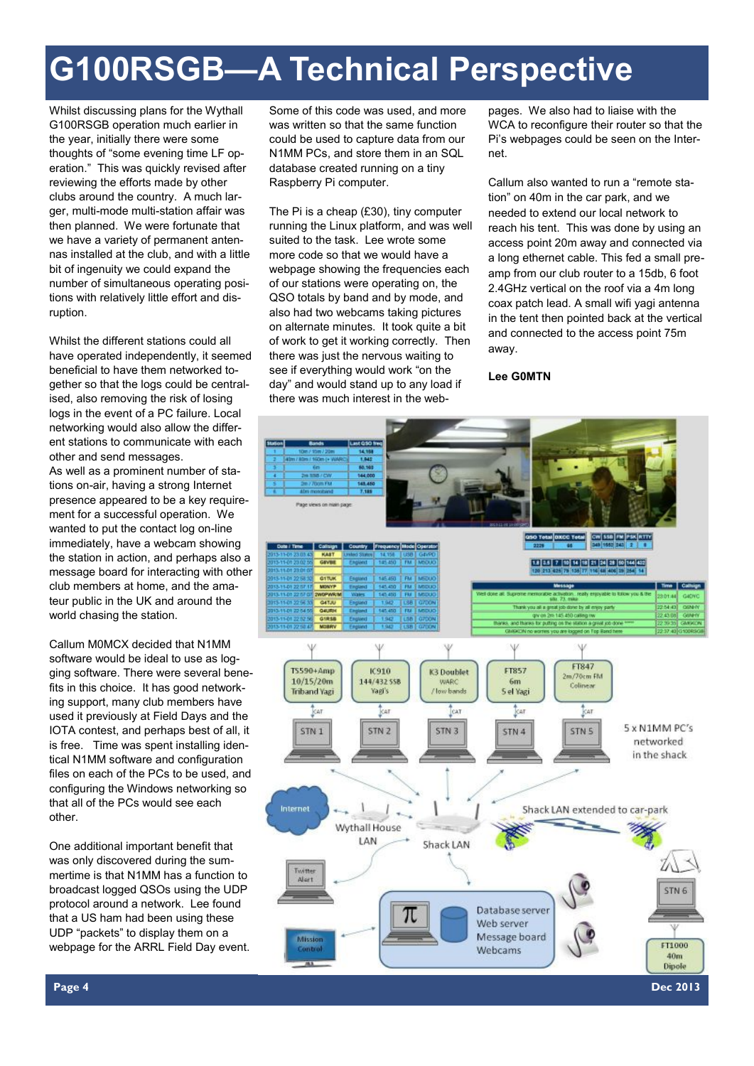# G100RSGB—A Technical Perspective

Whilst discussing plans for the Wythall G100RSGB operation much earlier in the year, initially there were some thoughts of "some evening time LF operation." This was quickly revised after reviewing the efforts made by other clubs around the country. A much larger, multi-mode multi-station affair was then planned. We were fortunate that we have a variety of permanent antennas installed at the club, and with a little bit of ingenuity we could expand the number of simultaneous operating positions with relatively little effort and disruption.

Whilst the different stations could all have operated independently, it seemed beneficial to have them networked together so that the logs could be centralised, also removing the risk of losing logs in the event of a PC failure. Local networking would also allow the different stations to communicate with each other and send messages.

As well as a prominent number of stations on-air, having a strong Internet presence appeared to be a key requirement for a successful operation. We wanted to put the contact log on-line immediately, have a webcam showing the station in action, and perhaps also a message board for interacting with other club members at home, and the amateur public in the UK and around the world chasing the station.

Callum M0MCX decided that N1MM software would be ideal to use as logging software. There were several benefits in this choice. It has good networking support, many club members have used it previously at Field Days and the IOTA contest, and perhaps best of all, it is free. Time was spent installing identical N1MM software and configuration files on each of the PCs to be used, and configuring the Windows networking so that all of the PCs would see each other.

One additional important benefit that was only discovered during the summertime is that N1MM has a function to broadcast logged QSOs using the UDP protocol around a network. Lee found that a US ham had been using these UDP "packets" to display them on a webpage for the ARRL Field Day event.

Some of this code was used, and more was written so that the same function could be used to capture data from our N1MM PCs, and store them in an SQL database created running on a tiny Raspberry Pi computer.

The Pi is a cheap (£30), tiny computer running the Linux platform, and was well suited to the task. Lee wrote some more code so that we would have a webpage showing the frequencies each of our stations were operating on, the QSO totals by band and by mode, and also had two webcams taking pictures on alternate minutes. It took quite a bit of work to get it working correctly. Then there was just the nervous waiting to see if everything would work "on the day" and would stand up to any load if there was much interest in the webpages. We also had to liaise with the WCA to reconfigure their router so that the Pi's webpages could be seen on the Internet.

Callum also wanted to run a "remote station" on 40m in the car park, and we needed to extend our local network to reach his tent. This was done by using an access point 20m away and connected via a long ethernet cable. This fed a small preamp from our club router to a 15db, 6 foot 2.4GHz vertical on the roof via a 4m long coax patch lead. A small wifi yagi antenna in the tent then pointed back at the vertical and connected to the access point 75m away.

**Lee G0MTN**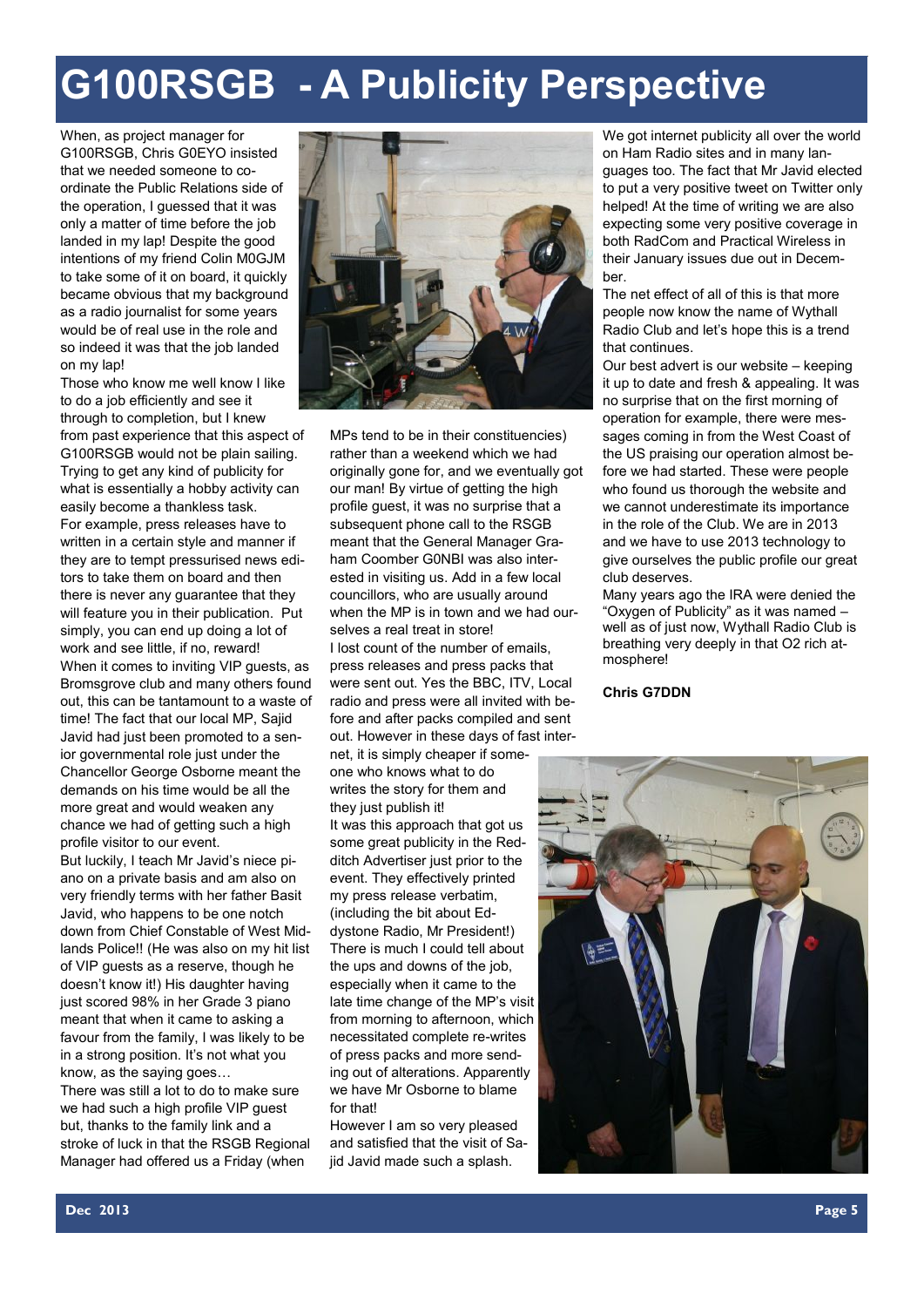# G100RSGB - A Publicity Perspective

When, as project manager for G100RSGB, Chris G0EYO insisted that we needed someone to co-ordinate the Public Relations side of the operation, I guessed that it was only a matter of time before the job landed in my lap! Despite the good intentions of my friend Colin M0GJM to take some of it on board, it quickly became obvious that my background as a radio journalist for some years would be of real use in the role and so indeed it was that the job landed on my lap!

Those who know me well know I like to do a job efficiently and see it through to completion, but I knew from past experience that this aspect of G100RSGB would not be plain sailing. Trying to get any kind of publicity for what is essentially a hobby activity can easily become a thankless task.

For example, press releases have to written in a certain style and manner if they are to tempt pressurised news editors to take them on board and then there is never any guarantee that they will feature you in their publication. Put simply, you can end up doing a lot of work and see little, if no, reward!

When it comes to inviting VIP guests, as Bromsgrove club and many others found out, this can be tantamount to a waste of time! The fact that our local MP, Sajid Javid had just been promoted to a senior governmental role just under the Chancellor George Osborne meant the demands on his time would be all the more great and would weaken any chance we had of getting such a high profile visitor to our event.

But luckily, I teach Mr Javid's niece piano on a private basis and am also on very friendly terms with her father Basit Javid, who happens to be one notch down from Chief Constable of West Midlands Police!! (He was also on my hit list of VIP guests as a reserve, though he doesn't know it!) His daughter having just scored 98% in her Grade 3 piano meant that when it came to asking a favour from the family, I was likely to be in a strong position. It's not what you know, as the saying goes…

There was still a lot to do to make sure we had such a high profile VIP guest but, thanks to the family link and a stroke of luck in that the RSGB Regional Manager had offered us a Friday (when MPs tend to be in their constituencies) rather than a weekend which we had originally gone for, and we eventually got our man! By virtue of getting the high profile guest, it was no surprise that a subsequent phone call to the RSGB meant that the General Manager Graham Coomber G0NBI was also interested in visiting us. Add in a few local councillors, who are usually around when the MP is in town and we had ourselves a real treat in store!

I lost count of the number of emails, press releases and press packs that were sent out. Yes the BBC, ITV, Local radio and press were all invited with before and after packs compiled and sent out. However in these days of fast internet, it is simply cheaper if someone who knows what to do writes the story for them and they just publish it!

It was this approach that got us some great publicity in the Redditch Advertiser just prior to the event. They effectively printed my press release verbatim, (including the bit about Eddystone Radio, Mr President!)

There is much I could tell about the ups and downs of the job, especially when it came to the late time change of the MP's visit from morning to afternoon, which necessitated complete re-writes of press packs and more sending out of alterations. Apparently we have Mr Osborne to blame for that!

However I am so very pleased and satisfied that the visit of Sajid Javid made such a splash.

We got internet publicity all over the world on Ham Radio sites and in many languages too. The fact that Mr Javid elected to put a very positive tweet on Twitter only helped! At the time of writing we are also expecting some very positive coverage in both RadCom and Practical Wireless in their January issues due out in December.

The net effect of all of this is that more people now know the name of Wythall Radio Club and let's hope this is a trend that continues.

Our best advert is our website – keeping it up to date and fresh & appealing. It was no surprise that on the first morning of operation for example, there were messages coming in from the West Coast of the US praising our operation almost before we had started. These were people who found us thorough the website and we cannot underestimate its importance in the role of the Club. We are in 2013 and we have to use 2013 technology to give ourselves the public profile our great club deserves.

Many years ago the IRA were denied the "Oxygen of Publicity" as it was named – well as of just now, Wythall Radio Club is breathing very deeply in that O2 rich atmosphere!

**Chris G7DDN**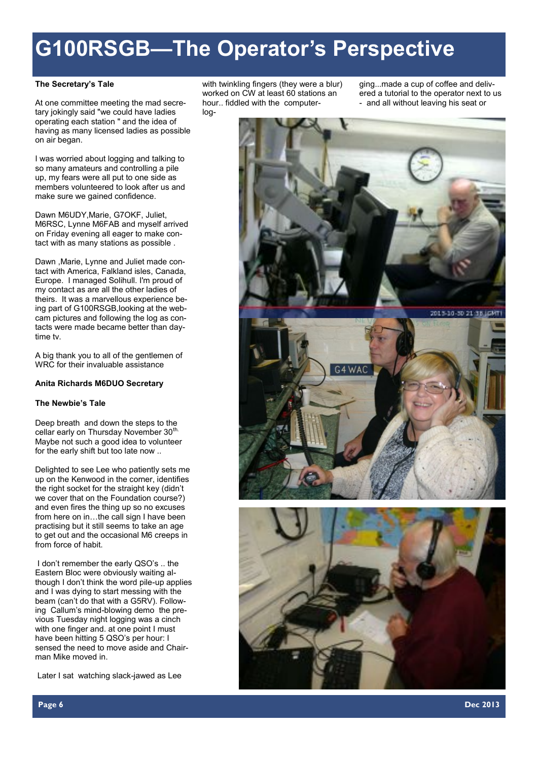# G100RSGB—The Operator's Perspective

**The Secretary's Tale**

At one committee meeting the mad secretary jokingly said "we could have ladies operating each station " and the idea of having as many licensed ladies as possible on air began.

I was worried about logging and talking to so many amateurs and controlling a pile up, my fears were all put to one side as members volunteered to look after us and make sure we gained confidence.

Dawn M6UDY,Marie, G7OKF, Juliet, M6RSC, Lynne M6FAB and myself arrived on Friday evening all eager to make contact with as many stations as possible .

Dawn ,Marie, Lynne and Juliet made contact with America, Falkland isles, Canada, Europe. I managed Solihull. I'm proud of my contact as are all the other ladies of theirs. It was a marvellous experience being part of G100RSGB,looking at the webcam pictures and following the log as contacts were made became better than daytime tv.

A big thank you to all of the gentlemen of WRC for their invaluable assistance

**Anita Richards M6DUO Secretary**

**The Newbie's Tale**

Deep breath and down the steps to the cellar early on Thursday November 30th. Maybe not such a good idea to volunteer for the early shift but too late now ..

Delighted to see Lee who patiently sets me up on the Kenwood in the corner, identifies the right socket for the straight key (didn't we cover that on the Foundation course?) and even fires the thing up so no excuses from here on in…the call sign I have been practising but it still seems to take an age to get out and the occasional M6 creeps in from force of habit.

I don't remember the early QSO's .. the Eastern Bloc were obviously waiting although I don't think the word pile-up applies and I was dying to start messing with the beam (can't do that with a G5RV). Following Callum's mind-blowing demo the previous Tuesday night logging was a cinch with one finger and. at one point I must have been hitting 5 QSO's per hour: I sensed the need to move aside and Chairman Mike moved in.

Later I sat watching slack-jawed as Lee with twinkling fingers (they were a blur) worked on CW at least 60 stations an hour.. fiddled with the computer-logging...made a cup of coffee and delivered a tutorial to the operator next to us - and all without leaving his seat or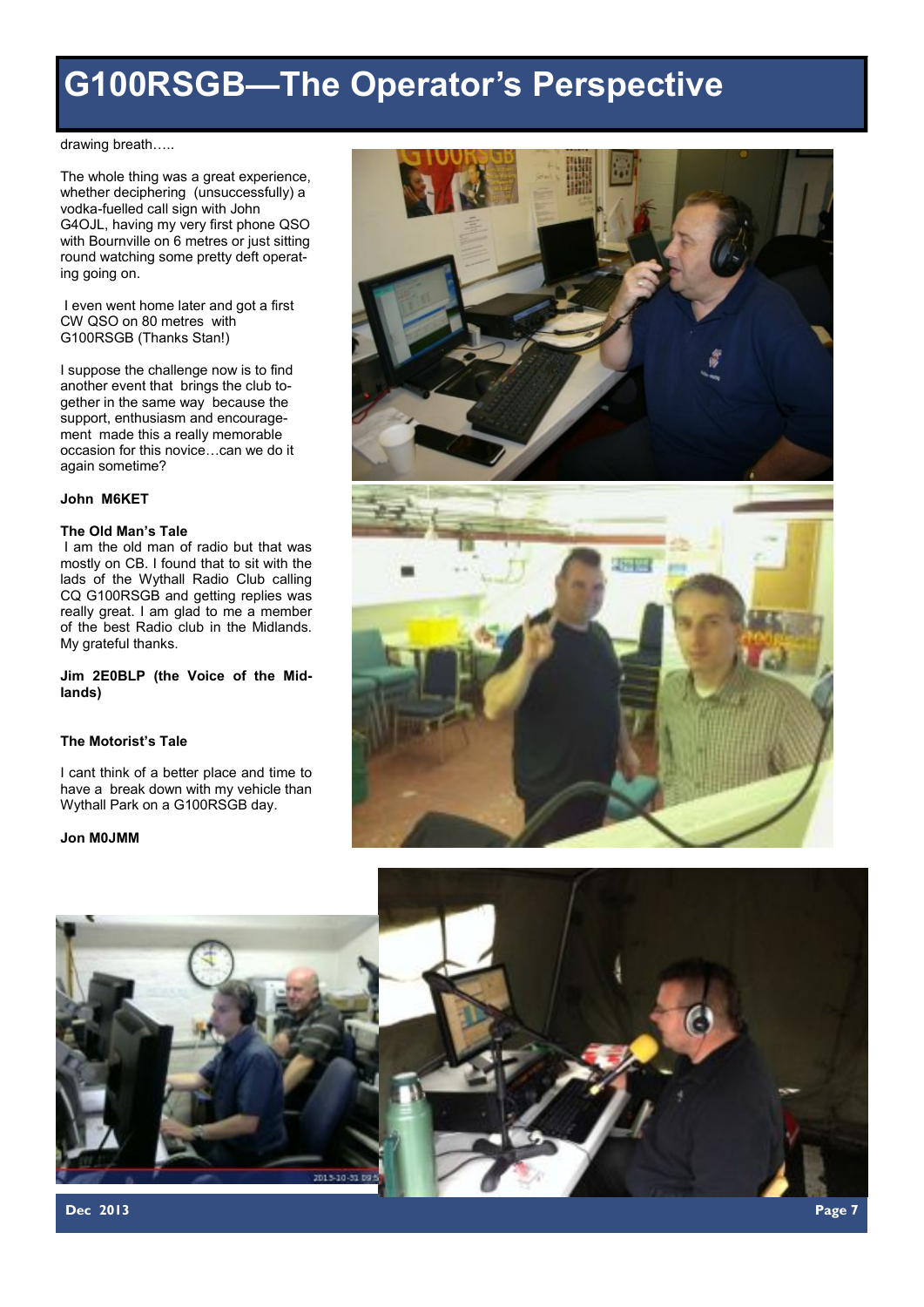# G100RSGB—The Operator's Perspective

drawing breath…..

The whole thing was a great experience, whether deciphering (unsuccessfully) a vodka-fuelled call sign with John G4OJL, having my very first phone QSO with Bournville on 6 metres or just sitting round watching some pretty deft operating going on.

I even went home later and got a first CW QSO on 80 metres with G100RSGB (Thanks Stan!)

I suppose the challenge now is to find another event that brings the club together in the same way because the support, enthusiasm and encouragement made this a really memorable occasion for this novice…can we do it again sometime?

**John M6KET**

**The Old Man's Tale**

I am the old man of radio but that was mostly on CB. I found that to sit with the lads of the Wythall Radio Club calling CQ G100RSGB and getting replies was really great. I am glad to me a member of the best Radio club in the Midlands. My grateful thanks.

**Jim 2E0BLP (the Voice of the Midlands)**

**The Motorist's Tale**

I cant think of a better place and time to have a break down with my vehicle than Wythall Park on a G100RSGB day.

**Jon M0JMM**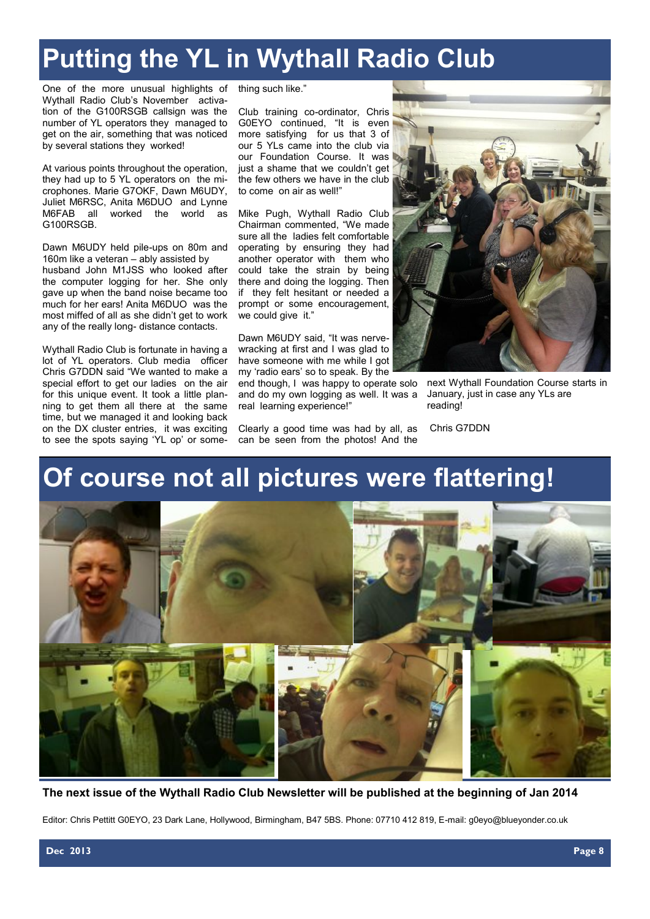# Putting the YL in Wythall Radio Club

One of the more unusual highlights of Wythall Radio Club's November activation of the G100RSGB callsign was the number of YL operators they managed to get on the air, something that was noticed by several stations they worked!

At various points throughout the operation, they had up to 5 YL operators on the microphones. Marie G7OKF, Dawn M6UDY, Juliet M6RSC, Anita M6DUO and Lynne M6FAB all worked the world as G100RSGB.

Dawn M6UDY held pile-ups on 80m and 160m like a veteran – ably assisted by husband John M1JSS who looked after the computer logging for her. She only gave up when the band noise became too much for her ears! Anita M6DUO was the most miffed of all as she didn't get to work any of the really long- distance contacts.

Wythall Radio Club is fortunate in having a lot of YL operators. Club media officer Chris G7DDN said "We wanted to make a special effort to get our ladies on the air for this unique event. It took a little planning to get them all there at the same time, but we managed it and looking back on the DX cluster entries, it was exciting to see the spots saying 'YL op' or something such like."

Club training co-ordinator, Chris G0EYO continued, "It is even more satisfying for us that 3 of our 5 YLs came into the club via our Foundation Course. It was just a shame that we couldn't get the few others we have in the club to come on air as well!"

Mike Pugh, Wythall Radio Club Chairman commented, "We made sure all the ladies felt comfortable operating by ensuring they had another operator with them who could take the strain by being there and doing the logging. Then if they felt hesitant or needed a prompt or some encouragement, we could give it."

Dawn M6UDY said, "It was nerve-wracking at first and I was glad to have someone with me while I got my 'radio ears' so to speak. By the end though, I was happy to operate solo and do my own logging as well. It was a real learning experience!"

Clearly a good time was had by all, as can be seen from the photos! And the next Wythall Foundation Course starts in January, just in case any YLs are reading!

Chris G7DDN

# Of course not all pictures were flattering!

**The next issue of the Wythall Radio Club Newsletter will be published at the beginning of Jan 2014**

Editor: Chris Pettitt G0EYO, 23 Dark Lane, Hollywood, Birmingham, B47 5BS. Phone: 07710 412 819, E-mail: g0eyo@blueyonder.co.uk